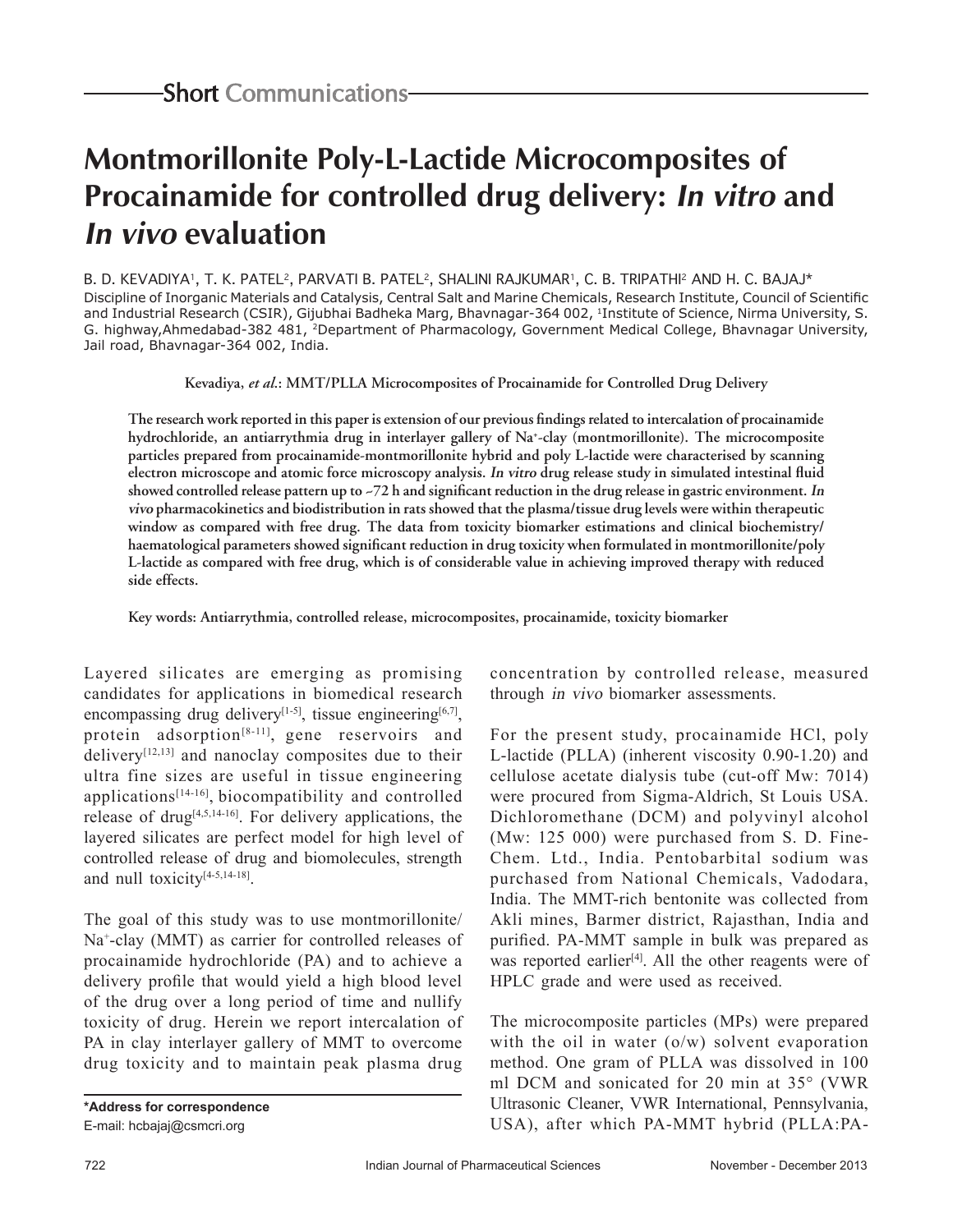## Short Communications

# Montmorillonite Poly-L-Lactide Microcomposites of Procainamide for controlled drug delivery: *In vitro* and *In vivo* evaluation

B. D. KEVADIYA[1], T. K. PATEL[2], PARVATI B. PATEL[2], SHALINI RAJKUMAR[1], C. B. TRIPATHI[2] AND H. C. BAJAJ*

Discipline of Inorganic Materials and Catalysis, Central Salt and Marine Chemicals, Research Institute, Council of Scientific and Industrial Research (CSIR), Gijubhai Badheka Marg, Bhavnagar-364 002, [1]Institute of Science, Nirma University, S. G. highway,Ahmedabad-382 481, [2]Department of Pharmacology, Government Medical College, Bhavnagar University, Jail road, Bhavnagar-364 002, India.

**Kevadiya, *et al.*: MMT/PLLA Microcomposites of Procainamide for Controlled Drug Delivery**

**The research work reported in this paper is extension of our previous findings related to intercalation of procainamide hydrochloride, an antiarrythmia drug in interlayer gallery of Na$^+$-clay (montmorillonite). The microcomposite particles prepared from procainamide-montmorillonite hybrid and poly L-lactide were characterised by scanning electron microscope and atomic force microscopy analysis. *In vitro* drug release study in simulated intestinal fluid showed controlled release pattern up to ~72 h and significant reduction in the drug release in gastric environment. *In vivo* pharmacokinetics and biodistribution in rats showed that the plasma/tissue drug levels were within therapeutic window as compared with free drug. The data from toxicity biomarker estimations and clinical biochemistry/haematological parameters showed significant reduction in drug toxicity when formulated in montmorillonite/poly L-lactide as compared with free drug, which is of considerable value in achieving improved therapy with reduced side effects.**

**Key words: Antiarrythmia, controlled release, microcomposites, procainamide, toxicity biomarker**

Layered silicates are emerging as promising candidates for applications in biomedical research encompassing drug delivery[1-5], tissue engineering[6,7], protein adsorption[8-11], gene reservoirs and delivery[12,13] and nanoclay composites due to their ultra fine sizes are useful in tissue engineering applications[14-16], biocompatibility and controlled release of drug[4,5,14-16]. For delivery applications, the layered silicates are perfect model for high level of controlled release of drug and biomolecules, strength and null toxicity[4-5,14-18].

The goal of this study was to use montmorillonite/Na$^+$-clay (MMT) as carrier for controlled releases of procainamide hydrochloride (PA) and to achieve a delivery profile that would yield a high blood level of the drug over a long period of time and nullify toxicity of drug. Herein we report intercalation of PA in clay interlayer gallery of MMT to overcome drug toxicity and to maintain peak plasma drug concentration by controlled release, measured through *in vivo* biomarker assessments.

For the present study, procainamide HCl, poly L-lactide (PLLA) (inherent viscosity 0.90-1.20) and cellulose acetate dialysis tube (cut-off Mw: 7014) were procured from Sigma-Aldrich, St Louis USA. Dichloromethane (DCM) and polyvinyl alcohol (Mw: 125 000) were purchased from S. D. Fine-Chem. Ltd., India. Pentobarbital sodium was purchased from National Chemicals, Vadodara, India. The MMT-rich bentonite was collected from Akli mines, Barmer district, Rajasthan, India and purified. PA-MMT sample in bulk was prepared as was reported earlier[4]. All the other reagents were of HPLC grade and were used as received.

The microcomposite particles (MPs) were prepared with the oil in water (o/w) solvent evaporation method. One gram of PLLA was dissolved in 100 ml DCM and sonicated for 20 min at 35° (VWR Ultrasonic Cleaner, VWR International, Pennsylvania, USA), after which PA-MMT hybrid (PLLA:PA-

**\*Address for correspondence**
E-mail: hcbajaj@csmcri.org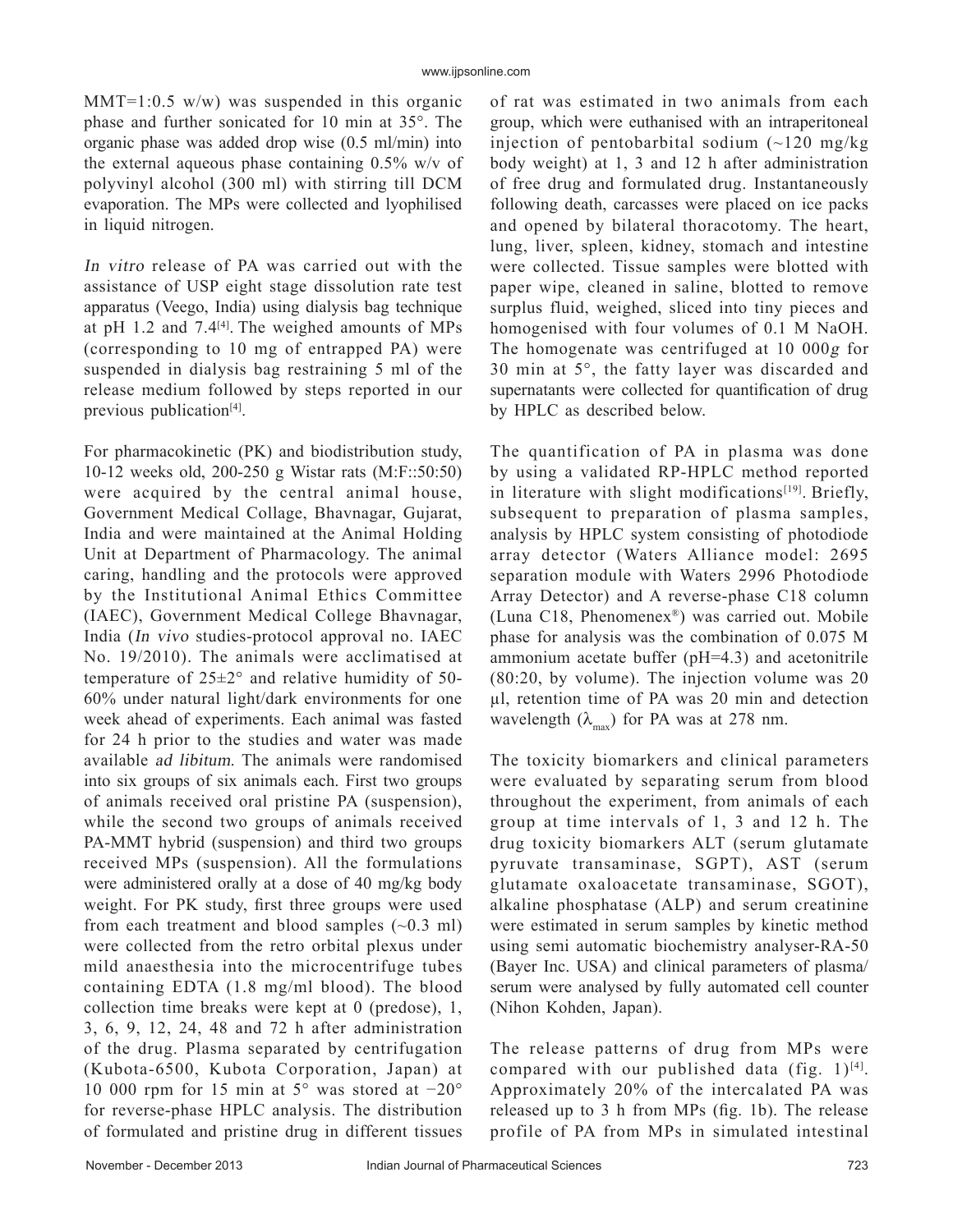MMT=1:0.5 w/w) was suspended in this organic phase and further sonicated for 10 min at 35°. The organic phase was added drop wise (0.5 ml/min) into the external aqueous phase containing 0.5% w/v of polyvinyl alcohol (300 ml) with stirring till DCM evaporation. The MPs were collected and lyophilised in liquid nitrogen.

*In vitro* release of PA was carried out with the assistance of USP eight stage dissolution rate test apparatus (Veego, India) using dialysis bag technique at pH 1.2 and 7.4[4]. The weighed amounts of MPs (corresponding to 10 mg of entrapped PA) were suspended in dialysis bag restraining 5 ml of the release medium followed by steps reported in our previous publication[4].

For pharmacokinetic (PK) and biodistribution study, 10-12 weeks old, 200-250 g Wistar rats (M:F::50:50) were acquired by the central animal house, Government Medical Collage, Bhavnagar, Gujarat, India and were maintained at the Animal Holding Unit at Department of Pharmacology. The animal caring, handling and the protocols were approved by the Institutional Animal Ethics Committee (IAEC), Government Medical College Bhavnagar, India (*In vivo* studies-protocol approval no. IAEC No. 19/2010). The animals were acclimatised at temperature of 25±2° and relative humidity of 50-60% under natural light/dark environments for one week ahead of experiments. Each animal was fasted for 24 h prior to the studies and water was made available *ad libitum*. The animals were randomised into six groups of six animals each. First two groups of animals received oral pristine PA (suspension), while the second two groups of animals received PA-MMT hybrid (suspension) and third two groups received MPs (suspension). All the formulations were administered orally at a dose of 40 mg/kg body weight. For PK study, first three groups were used from each treatment and blood samples (~0.3 ml) were collected from the retro orbital plexus under mild anaesthesia into the microcentrifuge tubes containing EDTA (1.8 mg/ml blood). The blood collection time breaks were kept at 0 (predose), 1, 3, 6, 9, 12, 24, 48 and 72 h after administration of the drug. Plasma separated by centrifugation (Kubota-6500, Kubota Corporation, Japan) at 10 000 rpm for 15 min at 5° was stored at −20° for reverse-phase HPLC analysis. The distribution of formulated and pristine drug in different tissues of rat was estimated in two animals from each group, which were euthanised with an intraperitoneal injection of pentobarbital sodium (~120 mg/kg body weight) at 1, 3 and 12 h after administration of free drug and formulated drug. Instantaneously following death, carcasses were placed on ice packs and opened by bilateral thoracotomy. The heart, lung, liver, spleen, kidney, stomach and intestine were collected. Tissue samples were blotted with paper wipe, cleaned in saline, blotted to remove surplus fluid, weighed, sliced into tiny pieces and homogenised with four volumes of 0.1 M NaOH. The homogenate was centrifuged at 10 000*g* for 30 min at 5°, the fatty layer was discarded and supernatants were collected for quantification of drug by HPLC as described below.

The quantification of PA in plasma was done by using a validated RP-HPLC method reported in literature with slight modifications[19]. Briefly, subsequent to preparation of plasma samples, analysis by HPLC system consisting of photodiode array detector (Waters Alliance model: 2695 separation module with Waters 2996 Photodiode Array Detector) and A reverse-phase C18 column (Luna C18, Phenomenex®) was carried out. Mobile phase for analysis was the combination of 0.075 M ammonium acetate buffer (pH=4.3) and acetonitrile (80:20, by volume). The injection volume was 20 µl, retention time of PA was 20 min and detection wavelength ($\lambda_{max}$) for PA was at 278 nm.

The toxicity biomarkers and clinical parameters were evaluated by separating serum from blood throughout the experiment, from animals of each group at time intervals of 1, 3 and 12 h. The drug toxicity biomarkers ALT (serum glutamate pyruvate transaminase, SGPT), AST (serum glutamate oxaloacetate transaminase, SGOT), alkaline phosphatase (ALP) and serum creatinine were estimated in serum samples by kinetic method using semi automatic biochemistry analyser-RA-50 (Bayer Inc. USA) and clinical parameters of plasma/serum were analysed by fully automated cell counter (Nihon Kohden, Japan).

The release patterns of drug from MPs were compared with our published data (fig. 1)[4]. Approximately 20% of the intercalated PA was released up to 3 h from MPs (fig. 1b). The release profile of PA from MPs in simulated intestinal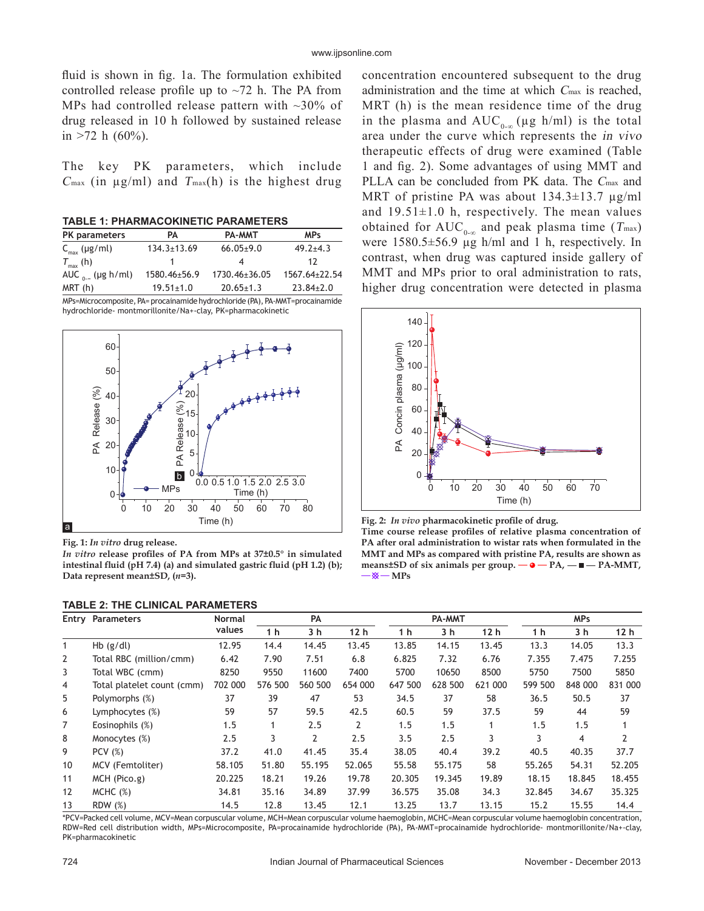fluid is shown in fig. 1a. The formulation exhibited controlled release profile up to ~72 h. The PA from MPs had controlled release pattern with ~30% of drug released in 10 h followed by sustained release in >72 h (60%).

The key PK parameters, which include $C_{max}$ (in µg/ml) and $T_{max}$(h) is the highest drug concentration encountered subsequent to the drug administration and the time at which $C_{max}$ is reached, MRT (h) is the mean residence time of the drug in the plasma and $AUC_{0-\infty}$ (µg h/ml) is the total area under the curve which represents the *in vivo* therapeutic effects of drug were examined (Table 1 and fig. 2). Some advantages of using MMT and PLLA can be concluded from PK data. The $C_{max}$ and MRT of pristine PA was about 134.3±13.7 µg/ml and 19.51±1.0 h, respectively. The mean values obtained for $AUC_{0-\infty}$ and peak plasma time ($T_{max}$) were 1580.5±56.9 µg h/ml and 1 h, respectively. In contrast, when drug was captured inside gallery of MMT and MPs prior to oral administration to rats, higher drug concentration were detected in plasma

**TABLE 1: PHARMACOKINETIC PARAMETERS**

| PK parameters | PA | PA-MMT | MPs |
|---|---|---|---|
| $C_{max}$ (µg/ml) | 134.3±13.69 | 66.05±9.0 | 49.2±4.3 |
| $T_{max}$ (h) | 1 | 4 | 12 |
| $AUC_{0-\infty}$ (µg h/ml) | 1580.46±56.9 | 1730.46±36.05 | 1567.64±22.54 |
| MRT (h) | 19.51±1.0 | 20.65±1.3 | 23.84±2.0 |

MPs=Microcomposite, PA= procainamide hydrochloride (PA), PA-MMT=procainamide hydrochloride- montmorillonite/Na+-clay, PK=pharmacokinetic

**Fig. 1:** ***In vitro*** **drug release.**
***In vitro*** **release profiles of PA from MPs at 37±0.5° in simulated intestinal fluid (pH 7.4) (a) and simulated gastric fluid (pH 1.2) (b); Data represent mean±SD, (*n*=3).**

**Fig. 2:** ***In vivo*** **pharmacokinetic profile of drug.**
**Time course release profiles of relative plasma concentration of PA after oral administration to wistar rats when formulated in the MMT and MPs as compared with pristine PA, results are shown as means±SD of six animals per group. —●— PA, —■— PA-MMT, —⊗— MPs**

**TABLE 2: THE CLINICAL PARAMETERS**

| Entry | Parameters | Normal values | PA | | | PA-MMT | | | MPs | | |
|---|---|---|---|---|---|---|---|---|---|---|---|
| | | | 1 h | 3 h | 12 h | 1 h | 3 h | 12 h | 1 h | 3 h | 12 h |
| 1 | Hb (g/dl) | 12.95 | 14.4 | 14.45 | 13.45 | 13.85 | 14.15 | 13.45 | 13.3 | 14.05 | 13.3 |
| 2 | Total RBC (million/cmm) | 6.42 | 7.90 | 7.51 | 6.8 | 6.825 | 7.32 | 6.76 | 7.355 | 7.475 | 7.255 |
| 3 | Total WBC (cmm) | 8250 | 9550 | 11600 | 7400 | 5700 | 10650 | 8500 | 5750 | 7500 | 5850 |
| 4 | Total platelet count (cmm) | 702 000 | 576 500 | 560 500 | 654 000 | 647 500 | 628 500 | 621 000 | 599 500 | 848 000 | 831 000 |
| 5 | Polymorphs (%) | 37 | 39 | 47 | 53 | 34.5 | 37 | 58 | 36.5 | 50.5 | 37 |
| 6 | Lymphocytes (%) | 59 | 57 | 59.5 | 42.5 | 60.5 | 59 | 37.5 | 59 | 44 | 59 |
| 7 | Eosinophils (%) | 1.5 | 1 | 2.5 | 2 | 1.5 | 1.5 | 1 | 1.5 | 1.5 | 1 |
| 8 | Monocytes (%) | 2.5 | 3 | 2 | 2.5 | 3.5 | 2.5 | 3 | 3 | 4 | 2 |
| 9 | PCV (%) | 37.2 | 41.0 | 41.45 | 35.4 | 38.05 | 40.4 | 39.2 | 40.5 | 40.35 | 37.7 |
| 10 | MCV (Femtoliter) | 58.105 | 51.80 | 55.195 | 52.065 | 55.58 | 55.175 | 58 | 55.265 | 54.31 | 52.205 |
| 11 | MCH (Pico.g) | 20.225 | 18.21 | 19.26 | 19.78 | 20.305 | 19.345 | 19.89 | 18.15 | 18.845 | 18.455 |
| 12 | MCHC (%) | 34.81 | 35.16 | 34.89 | 37.99 | 36.575 | 35.08 | 34.3 | 32.845 | 34.67 | 35.325 |
| 13 | RDW (%) | 14.5 | 12.8 | 13.45 | 12.1 | 13.25 | 13.7 | 13.15 | 15.2 | 15.55 | 14.4 |

*PCV=Packed cell volume, MCV=Mean corpuscular volume, MCH=Mean corpuscular volume haemoglobin, MCHC=Mean corpuscular volume haemoglobin concentration, RDW=Red cell distribution width, MPs=Microcomposite, PA=procainamide hydrochloride (PA), PA-MMT=procainamide hydrochloride- montmorillonite/Na+-clay, PK=pharmacokinetic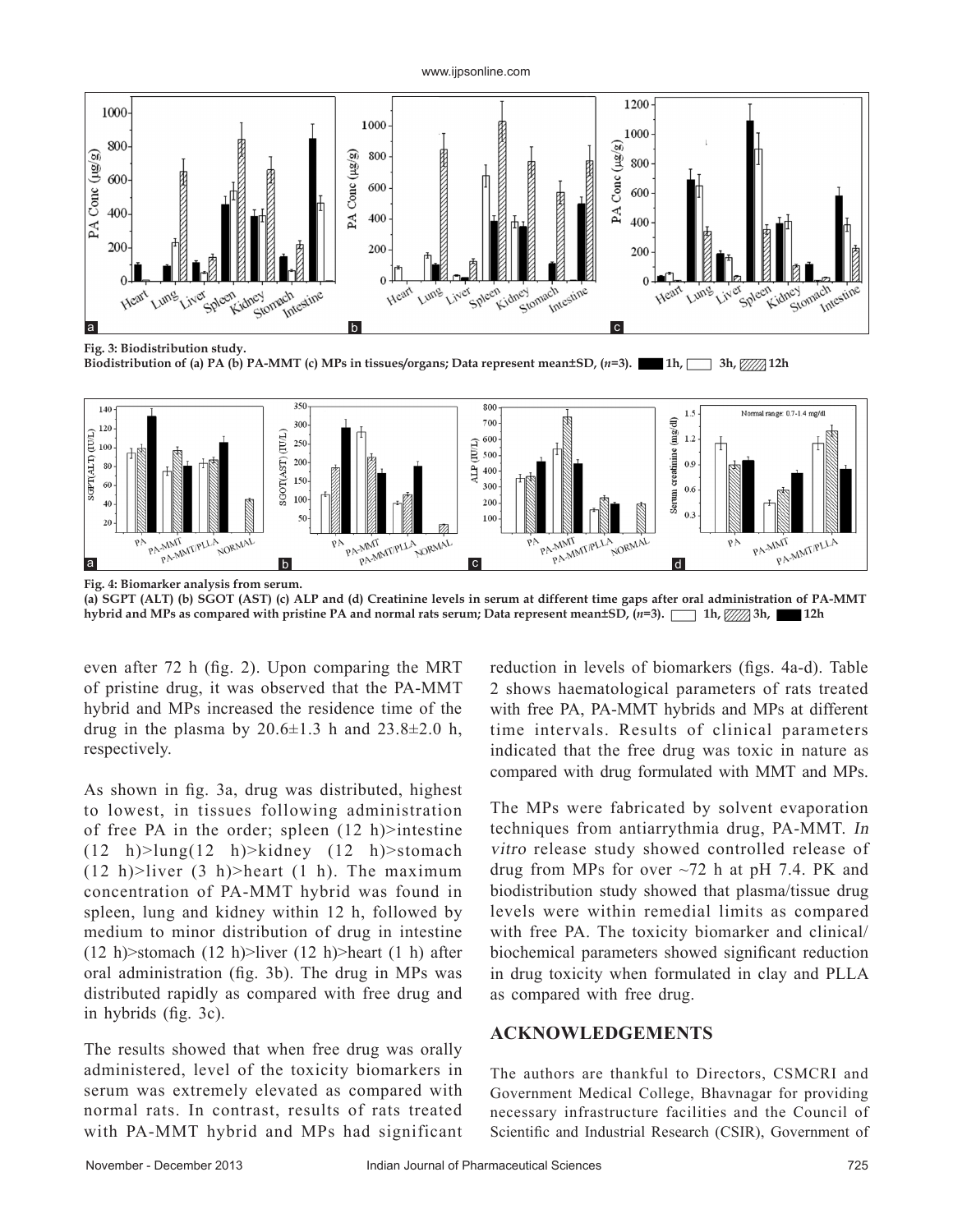Fig. 3: Biodistribution study.
Biodistribution of (a) PA (b) PA-MMT (c) MPs in tissues/organs; Data represent mean±SD, (*n*=3). 1h, 3h, 12h

Fig. 4: Biomarker analysis from serum.
(a) SGPT (ALT) (b) SGOT (AST) (c) ALP and (d) Creatinine levels in serum at different time gaps after oral administration of PA-MMT hybrid and MPs as compared with pristine PA and normal rats serum; Data represent mean±SD, (*n*=3). 1h, 3h, 12h

even after 72 h (fig. 2). Upon comparing the MRT of pristine drug, it was observed that the PA-MMT hybrid and MPs increased the residence time of the drug in the plasma by 20.6±1.3 h and 23.8±2.0 h, respectively.

As shown in fig. 3a, drug was distributed, highest to lowest, in tissues following administration of free PA in the order; spleen (12 h)>intestine (12 h)>lung(12 h)>kidney (12 h)>stomach (12 h)>liver (3 h)>heart (1 h). The maximum concentration of PA-MMT hybrid was found in spleen, lung and kidney within 12 h, followed by medium to minor distribution of drug in intestine (12 h)>stomach (12 h)>liver (12 h)>heart (1 h) after oral administration (fig. 3b). The drug in MPs was distributed rapidly as compared with free drug and in hybrids (fig. 3c).

The results showed that when free drug was orally administered, level of the toxicity biomarkers in serum was extremely elevated as compared with normal rats. In contrast, results of rats treated with PA-MMT hybrid and MPs had significant reduction in levels of biomarkers (figs. 4a-d). Table 2 shows haematological parameters of rats treated with free PA, PA-MMT hybrids and MPs at different time intervals. Results of clinical parameters indicated that the free drug was toxic in nature as compared with drug formulated with MMT and MPs.

The MPs were fabricated by solvent evaporation techniques from antiarrythmia drug, PA-MMT. *In vitro* release study showed controlled release of drug from MPs for over ~72 h at pH 7.4. PK and biodistribution study showed that plasma/tissue drug levels were within remedial limits as compared with free PA. The toxicity biomarker and clinical/biochemical parameters showed significant reduction in drug toxicity when formulated in clay and PLLA as compared with free drug.

## ACKNOWLEDGEMENTS

The authors are thankful to Directors, CSMCRI and Government Medical College, Bhavnagar for providing necessary infrastructure facilities and the Council of Scientific and Industrial Research (CSIR), Government of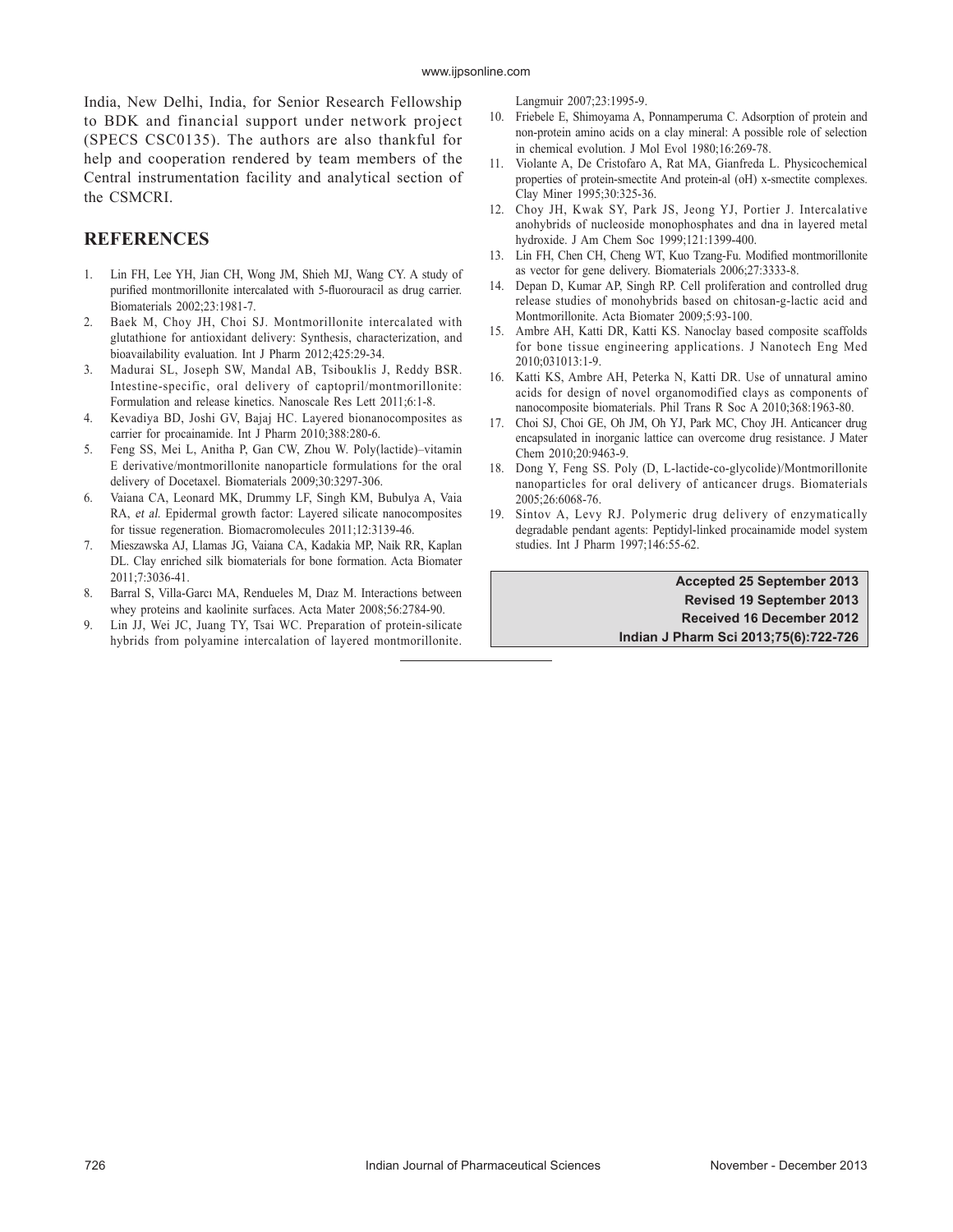India, New Delhi, India, for Senior Research Fellowship to BDK and financial support under network project (SPECS CSC0135). The authors are also thankful for help and cooperation rendered by team members of the Central instrumentation facility and analytical section of the CSMCRI.

## REFERENCES

1. Lin FH, Lee YH, Jian CH, Wong JM, Shieh MJ, Wang CY. A study of purified montmorillonite intercalated with 5-fluorouracil as drug carrier. Biomaterials 2002;23:1981-7.
2. Baek M, Choy JH, Choi SJ. Montmorillonite intercalated with glutathione for antioxidant delivery: Synthesis, characterization, and bioavailability evaluation. Int J Pharm 2012;425:29-34.
3. Madurai SL, Joseph SW, Mandal AB, Tsibouklis J, Reddy BSR. Intestine-specific, oral delivery of captopril/montmorillonite: Formulation and release kinetics. Nanoscale Res Lett 2011;6:1-8.
4. Kevadiya BD, Joshi GV, Bajaj HC. Layered bionanocomposites as carrier for procainamide. Int J Pharm 2010;388:280-6.
5. Feng SS, Mei L, Anitha P, Gan CW, Zhou W. Poly(lactide)–vitamin E derivative/montmorillonite nanoparticle formulations for the oral delivery of Docetaxel. Biomaterials 2009;30:3297-306.
6. Vaiana CA, Leonard MK, Drummy LF, Singh KM, Bubulya A, Vaia RA, *et al*. Epidermal growth factor: Layered silicate nanocomposites for tissue regeneration. Biomacromolecules 2011;12:3139-46.
7. Mieszawska AJ, Llamas JG, Vaiana CA, Kadakia MP, Naik RR, Kaplan DL. Clay enriched silk biomaterials for bone formation. Acta Biomater 2011;7:3036-41.
8. Barral S, Villa-Garcı MA, Rendueles M, Dıaz M. Interactions between whey proteins and kaolinite surfaces. Acta Mater 2008;56:2784-90.
9. Lin JJ, Wei JC, Juang TY, Tsai WC. Preparation of protein-silicate hybrids from polyamine intercalation of layered montmorillonite. Langmuir 2007;23:1995-9.
10. Friebele E, Shimoyama A, Ponnamperuma C. Adsorption of protein and non-protein amino acids on a clay mineral: A possible role of selection in chemical evolution. J Mol Evol 1980;16:269-78.
11. Violante A, De Cristofaro A, Rat MA, Gianfreda L. Physicochemical properties of protein-smectite And protein-al (oH) x-smectite complexes. Clay Miner 1995;30:325-36.
12. Choy JH, Kwak SY, Park JS, Jeong YJ, Portier J. Intercalative anohybrids of nucleoside monophosphates and dna in layered metal hydroxide. J Am Chem Soc 1999;121:1399-400.
13. Lin FH, Chen CH, Cheng WT, Kuo Tzang-Fu. Modified montmorillonite as vector for gene delivery. Biomaterials 2006;27:3333-8.
14. Depan D, Kumar AP, Singh RP. Cell proliferation and controlled drug release studies of monohybrids based on chitosan-g-lactic acid and Montmorillonite. Acta Biomater 2009;5:93-100.
15. Ambre AH, Katti DR, Katti KS. Nanoclay based composite scaffolds for bone tissue engineering applications. J Nanotech Eng Med 2010;031013:1-9.
16. Katti KS, Ambre AH, Peterka N, Katti DR. Use of unnatural amino acids for design of novel organomodified clays as components of nanocomposite biomaterials. Phil Trans R Soc A 2010;368:1963-80.
17. Choi SJ, Choi GE, Oh JM, Oh YJ, Park MC, Choy JH. Anticancer drug encapsulated in inorganic lattice can overcome drug resistance. J Mater Chem 2010;20:9463-9.
18. Dong Y, Feng SS. Poly (D, L-lactide-co-glycolide)/Montmorillonite nanoparticles for oral delivery of anticancer drugs. Biomaterials 2005;26:6068-76.
19. Sintov A, Levy RJ. Polymeric drug delivery of enzymatically degradable pendant agents: Peptidyl-linked procainamide model system studies. Int J Pharm 1997;146:55-62.

**Accepted 25 September 2013**
**Revised 19 September 2013**
**Received 16 December 2012**
**Indian J Pharm Sci 2013;75(6):722-726**